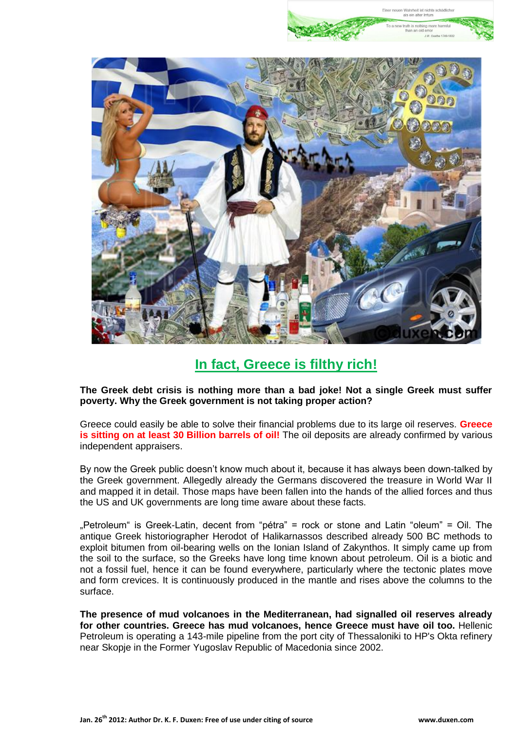## In fact, Greece is filthy rich!

**The Greek debt crisis is nothing more than a bad joke! Not a single Greek must suffer poverty. Why the Greek government is not taking proper action?**

Greece could easily be able to solve their financial problems due to its large oil reserves. **Greece is sitting on at least 30 Billion barrels of oil!** The oil deposits are already confirmed by various independent appraisers.

By now the Greek public doesn't know much about it, because it has always been down-talked by the Greek government. Allegedly already the Germans discovered the treasure in World War II and mapped it in detail. Those maps have been fallen into the hands of the allied forces and thus the US and UK governments are long time aware about these facts.

„Petroleum" is Greek-Latin, decent from "pétra" = rock or stone and Latin "oleum" = Oil. The antique Greek historiographer Herodot of Halikarnassos described already 500 BC methods to exploit bitumen from oil-bearing wells on the Ionian Island of Zakynthos. It simply came up from the soil to the surface, so the Greeks have long time known about petroleum. Oil is a biotic and not a fossil fuel, hence it can be found everywhere, particularly where the tectonic plates move and form crevices. It is continuously produced in the mantle and rises above the columns to the surface.

**The presence of mud volcanoes in the Mediterranean, had signalled oil reserves already for other countries. Greece has mud volcanoes, hence Greece must have oil too.** Hellenic Petroleum is operating a 143-mile pipeline from the port city of Thessaloniki to HP's Okta refinery near Skopje in the Former Yugoslav Republic of Macedonia since 2002.

Jan. 26th 2012: Author Dr. K. F. Duxen: Free of use under citing of source www.duxen.com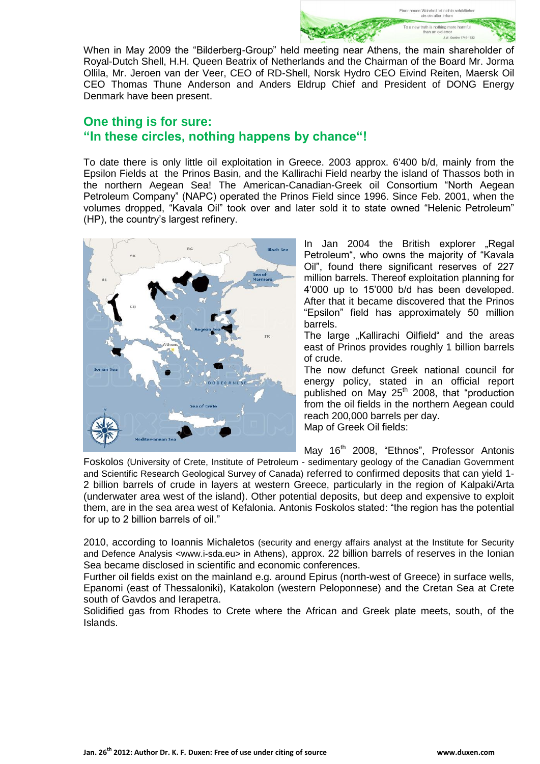When in May 2009 the "Bilderberg-Group" held meeting near Athens, the main shareholder of Royal-Dutch Shell, H.H. Queen Beatrix of Netherlands and the Chairman of the Board Mr. Jorma Ollila, Mr. Jeroen van der Veer, CEO of RD-Shell, Norsk Hydro CEO Eivind Reiten, Maersk Oil CEO Thomas Thune Anderson and Anders Eldrup Chief and President of DONG Energy Denmark have been present.

## One thing is for sure:
## "In these circles, nothing happens by chance"!

To date there is only little oil exploitation in Greece. 2003 approx. 6'400 b/d, mainly from the Epsilon Fields at the Prinos Basin, and the Kallirachi Field nearby the island of Thassos both in the northern Aegean Sea! The American-Canadian-Greek oil Consortium "North Aegean Petroleum Company" (NAPC) operated the Prinos Field since 1996. Since Feb. 2001, when the volumes dropped, "Kavala Oil" took over and later sold it to state owned "Helenic Petroleum" (HP), the country's largest refinery.

In Jan 2004 the British explorer „Regal Petroleum", who owns the majority of "Kavala Oil", found there significant reserves of 227 million barrels. Thereof exploitation planning for 4'000 up to 15'000 b/d has been developed. After that it became discovered that the Prinos "Epsilon" field has approximately 50 million barrels.

The large „Kallirachi Oilfield" and the areas east of Prinos provides roughly 1 billion barrels of crude.

The now defunct Greek national council for energy policy, stated in an official report published on May 25th 2008, that "production from the oil fields in the northern Aegean could reach 200,000 barrels per day.

Map of Greek Oil fields:

May 16th 2008, "Ethnos", Professor Antonis Foskolos (University of Crete, Institute of Petroleum - sedimentary geology of the Canadian Government and Scientific Research Geological Survey of Canada) referred to confirmed deposits that can yield 1-2 billion barrels of crude in layers at western Greece, particularly in the region of Kalpaki/Arta (underwater area west of the island). Other potential deposits, but deep and expensive to exploit them, are in the sea area west of Kefalonia. Antonis Foskolos stated: "the region has the potential for up to 2 billion barrels of oil."

2010, according to Ioannis Michaletos (security and energy affairs analyst at the Institute for Security and Defence Analysis <www.i-sda.eu> in Athens), approx. 22 billion barrels of reserves in the Ionian Sea became disclosed in scientific and economic conferences.

Further oil fields exist on the mainland e.g. around Epirus (north-west of Greece) in surface wells, Epanomi (east of Thessaloniki), Katakolon (western Peloponnese) and the Cretan Sea at Crete south of Gavdos and Ierapetra.

Solidified gas from Rhodes to Crete where the African and Greek plate meets, south, of the Islands.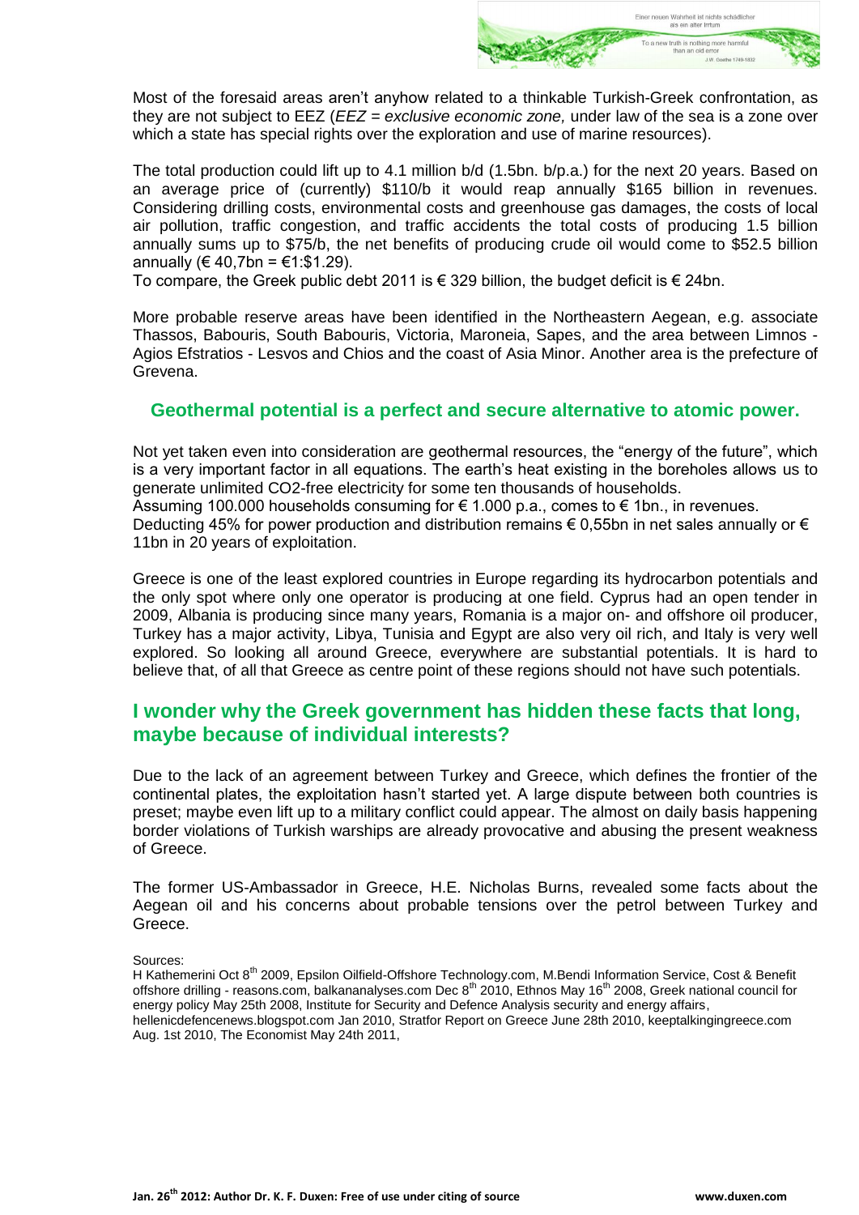Most of the foresaid areas aren't anyhow related to a thinkable Turkish-Greek confrontation, as they are not subject to EEZ (*EEZ = exclusive economic zone,* under law of the sea is a zone over which a state has special rights over the exploration and use of marine resources).

The total production could lift up to 4.1 million b/d (1.5bn. b/p.a.) for the next 20 years. Based on an average price of (currently) $110/b it would reap annually $165 billion in revenues. Considering drilling costs, environmental costs and greenhouse gas damages, the costs of local air pollution, traffic congestion, and traffic accidents the total costs of producing 1.5 billion annually sums up to $75/b, the net benefits of producing crude oil would come to $52.5 billion annually (€ 40,7bn = €1:$1.29).
To compare, the Greek public debt 2011 is € 329 billion, the budget deficit is € 24bn.

More probable reserve areas have been identified in the Northeastern Aegean, e.g. associate Thassos, Babouris, South Babouris, Victoria, Maroneia, Sapes, and the area between Limnos - Agios Efstratios - Lesvos and Chios and the coast of Asia Minor. Another area is the prefecture of Grevena.

## Geothermal potential is a perfect and secure alternative to atomic power.

Not yet taken even into consideration are geothermal resources, the "energy of the future", which is a very important factor in all equations. The earth's heat existing in the boreholes allows us to generate unlimited CO2-free electricity for some ten thousands of households.
Assuming 100.000 households consuming for € 1.000 p.a., comes to € 1bn., in revenues.
Deducting 45% for power production and distribution remains € 0,55bn in net sales annually or € 11bn in 20 years of exploitation.

Greece is one of the least explored countries in Europe regarding its hydrocarbon potentials and the only spot where only one operator is producing at one field. Cyprus had an open tender in 2009, Albania is producing since many years, Romania is a major on- and offshore oil producer, Turkey has a major activity, Libya, Tunisia and Egypt are also very oil rich, and Italy is very well explored. So looking all around Greece, everywhere are substantial potentials. It is hard to believe that, of all that Greece as centre point of these regions should not have such potentials.

## I wonder why the Greek government has hidden these facts that long, maybe because of individual interests?

Due to the lack of an agreement between Turkey and Greece, which defines the frontier of the continental plates, the exploitation hasn't started yet. A large dispute between both countries is preset; maybe even lift up to a military conflict could appear. The almost on daily basis happening border violations of Turkish warships are already provocative and abusing the present weakness of Greece.

The former US-Ambassador in Greece, H.E. Nicholas Burns, revealed some facts about the Aegean oil and his concerns about probable tensions over the petrol between Turkey and Greece.

Sources:
H Kathemerini Oct 8th 2009, Epsilon Oilfield-Offshore Technology.com, M.Bendi Information Service, Cost & Benefit offshore drilling - reasons.com, balkananalyses.com Dec 8th 2010, Ethnos May 16th 2008, Greek national council for energy policy May 25th 2008, Institute for Security and Defence Analysis security and energy affairs, hellenicdefencenews.blogspot.com Jan 2010, Stratfor Report on Greece June 28th 2010, keeptalkingingreece.com Aug. 1st 2010, The Economist May 24th 2011,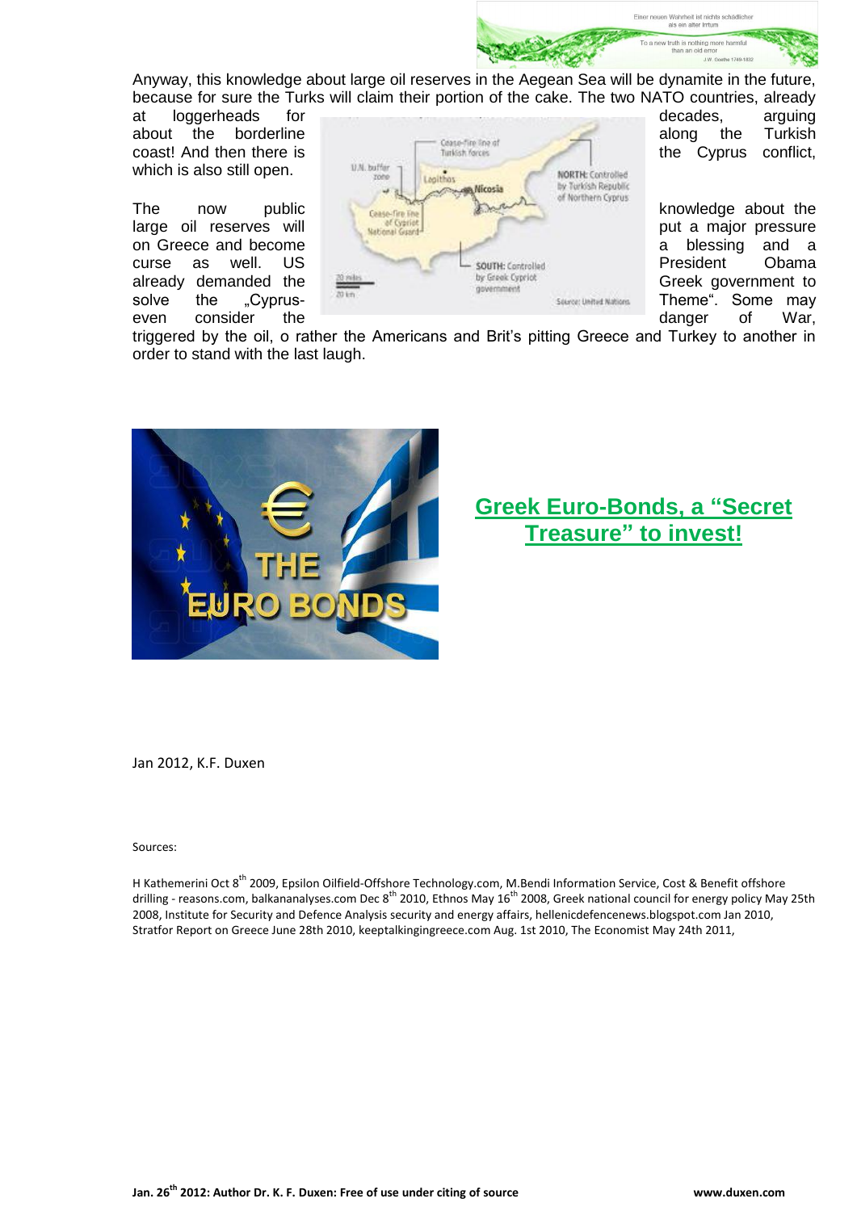Anyway, this knowledge about large oil reserves in the Aegean Sea will be dynamite in the future, because for sure the Turks will claim their portion of the cake. The two NATO countries, already at loggerheads for decades, arguing about the borderline along the Turkish coast! And then there is the Cyprus conflict, which is also still open.

The now public knowledge about the large oil reserves will put a major pressure on Greece and become a blessing and a curse as well. US President Obama already demanded the Greek government to solve the „Cyprus-Theme". Some may even consider the danger of War, triggered by the oil, o rather the Americans and Brit's pitting Greece and Turkey to another in order to stand with the last laugh.

**Greek Euro-Bonds, a "Secret Treasure" to invest!**

Jan 2012, K.F. Duxen

Sources:

H Kathemerini Oct 8th 2009, Epsilon Oilfield-Offshore Technology.com, M.Bendi Information Service, Cost & Benefit offshore drilling - reasons.com, balkananalyses.com Dec 8th 2010, Ethnos May 16th 2008, Greek national council for energy policy May 25th 2008, Institute for Security and Defence Analysis security and energy affairs, hellenicdefencenews.blogspot.com Jan 2010, Stratfor Report on Greece June 28th 2010, keeptalkingingreece.com Aug. 1st 2010, The Economist May 24th 2011,